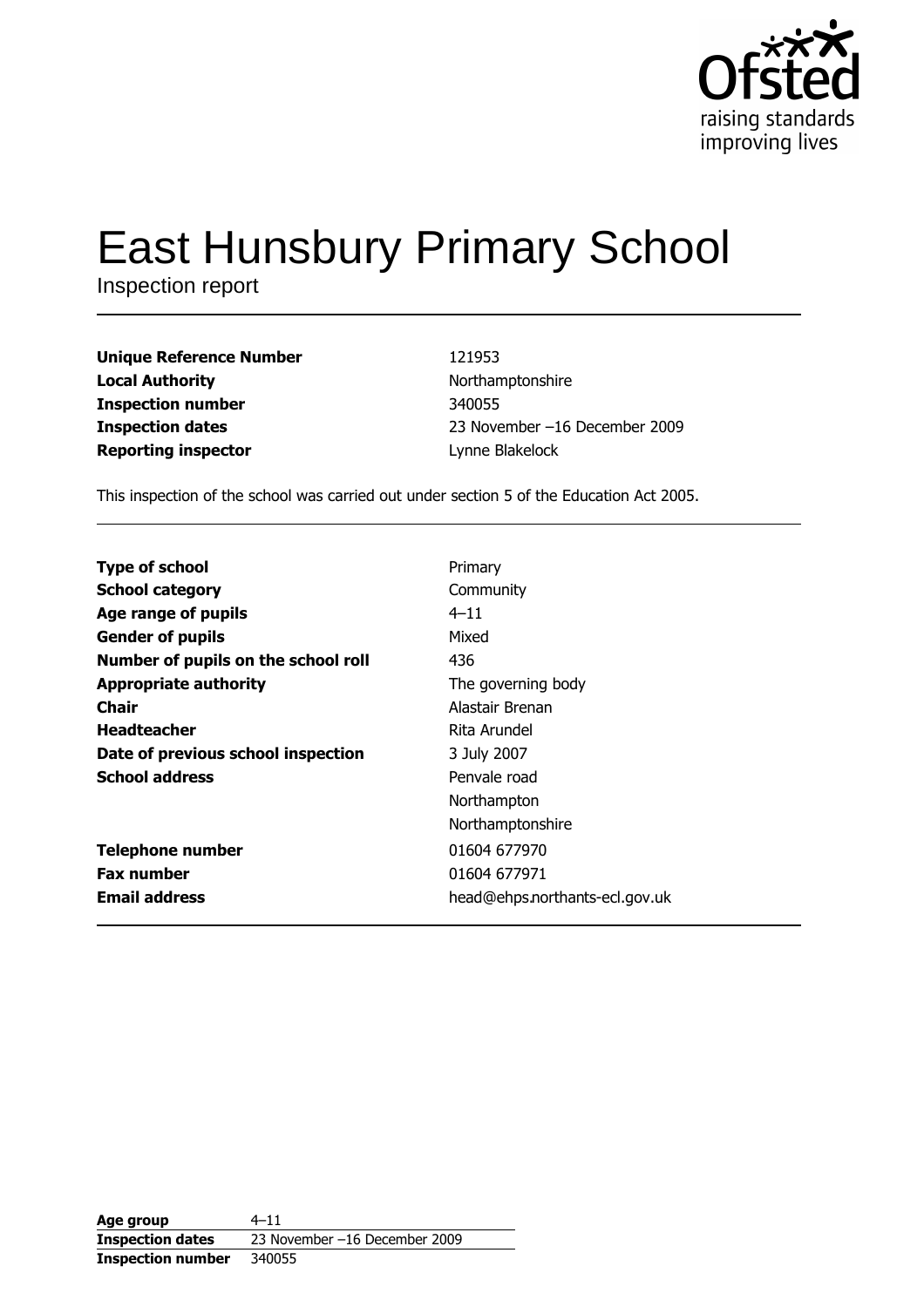# East Hunsbury Primary School

Inspection report

| | |
|---|---|
| **Unique Reference Number** | 121953 |
| **Local Authority** | Northamptonshire |
| **Inspection number** | 340055 |
| **Inspection dates** | 23 November –16 December 2009 |
| **Reporting inspector** | Lynne Blakelock |

This inspection of the school was carried out under section 5 of the Education Act 2005.

| | |
|---|---|
| **Type of school** | Primary |
| **School category** | Community |
| **Age range of pupils** | 4–11 |
| **Gender of pupils** | Mixed |
| **Number of pupils on the school roll** | 436 |
| **Appropriate authority** | The governing body |
| **Chair** | Alastair Brenan |
| **Headteacher** | Rita Arundel |
| **Date of previous school inspection** | 3 July 2007 |
| **School address** | Penvale road<br>Northampton<br>Northamptonshire |
| **Telephone number** | 01604 677970 |
| **Fax number** | 01604 677971 |
| **Email address** | head@ehps.northants-ecl.gov.uk |

| | |
|---|---|
| **Age group** | 4–11 |
| **Inspection dates** | 23 November –16 December 2009 |
| **Inspection number** | 340055 |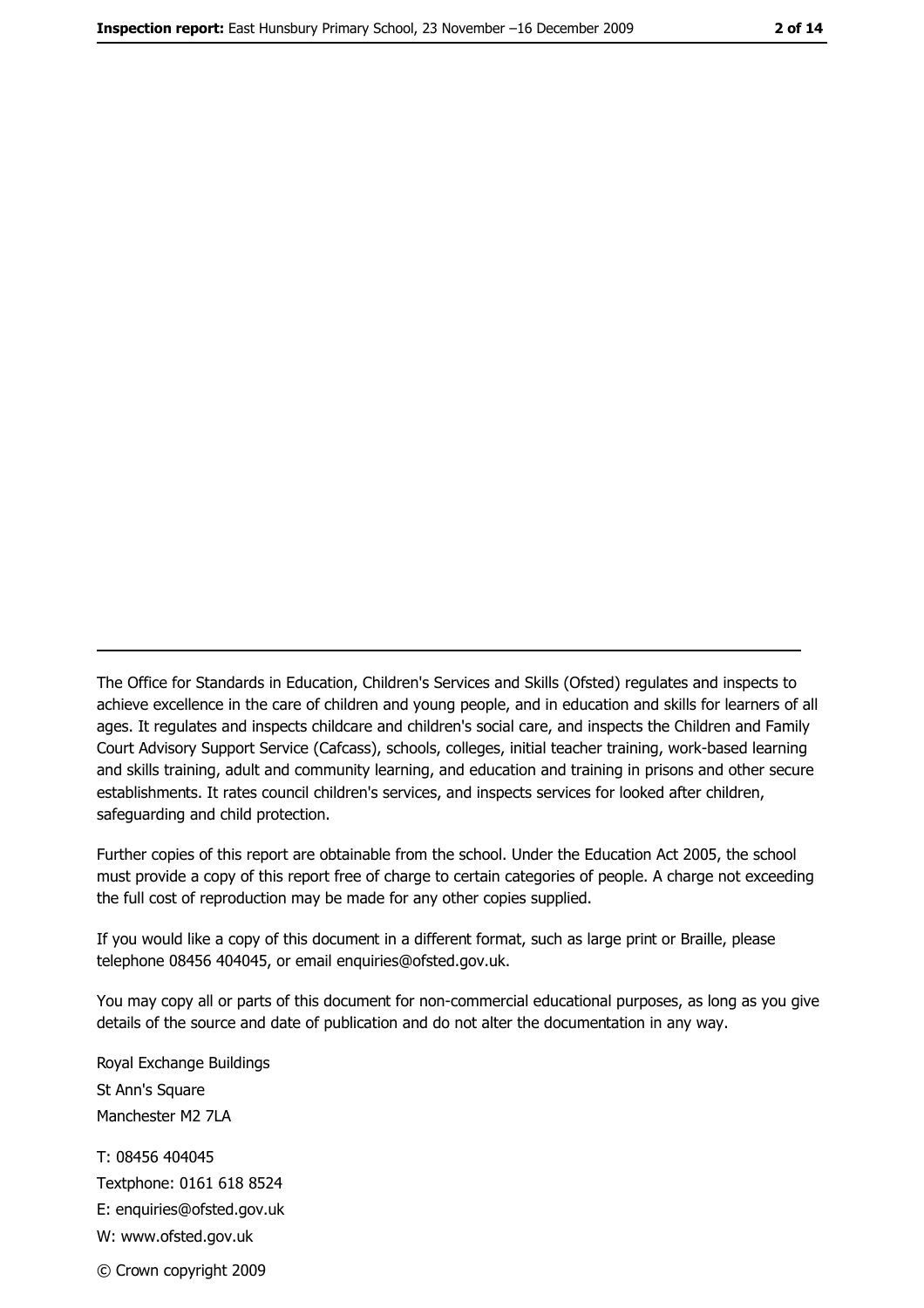The Office for Standards in Education, Children's Services and Skills (Ofsted) regulates and inspects to achieve excellence in the care of children and young people, and in education and skills for learners of all ages. It regulates and inspects childcare and children's social care, and inspects the Children and Family Court Advisory Support Service (Cafcass), schools, colleges, initial teacher training, work-based learning and skills training, adult and community learning, and education and training in prisons and other secure establishments. It rates council children's services, and inspects services for looked after children, safeguarding and child protection.

Further copies of this report are obtainable from the school. Under the Education Act 2005, the school must provide a copy of this report free of charge to certain categories of people. A charge not exceeding the full cost of reproduction may be made for any other copies supplied.

If you would like a copy of this document in a different format, such as large print or Braille, please telephone 08456 404045, or email enquiries@ofsted.gov.uk.

You may copy all or parts of this document for non-commercial educational purposes, as long as you give details of the source and date of publication and do not alter the documentation in any way.

Royal Exchange Buildings
St Ann's Square
Manchester M2 7LA

T: 08456 404045
Textphone: 0161 618 8524
E: enquiries@ofsted.gov.uk
W: www.ofsted.gov.uk

© Crown copyright 2009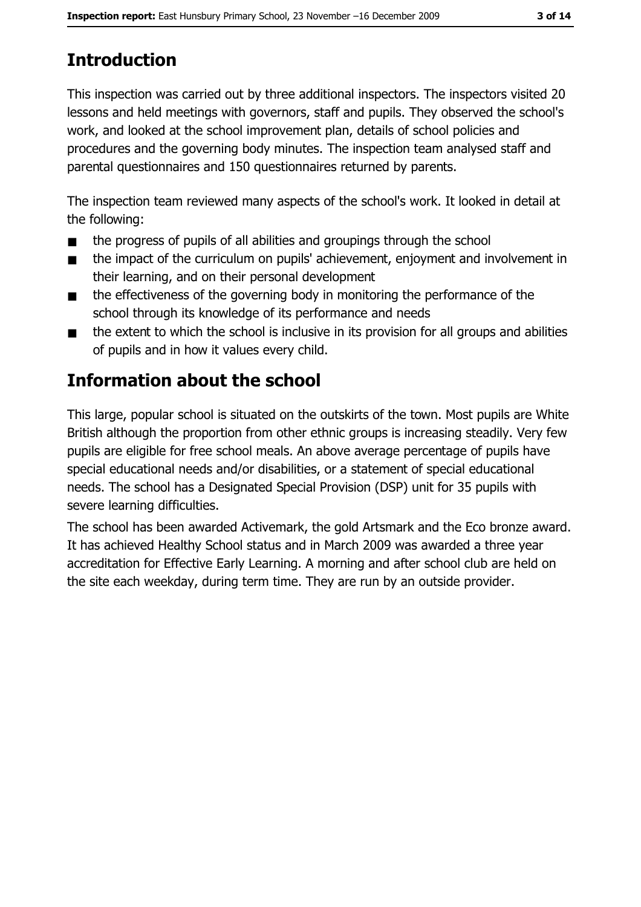## Introduction

This inspection was carried out by three additional inspectors. The inspectors visited 20 lessons and held meetings with governors, staff and pupils. They observed the school's work, and looked at the school improvement plan, details of school policies and procedures and the governing body minutes. The inspection team analysed staff and parental questionnaires and 150 questionnaires returned by parents.

The inspection team reviewed many aspects of the school's work. It looked in detail at the following:

- the progress of pupils of all abilities and groupings through the school
- the impact of the curriculum on pupils' achievement, enjoyment and involvement in their learning, and on their personal development
- the effectiveness of the governing body in monitoring the performance of the school through its knowledge of its performance and needs
- the extent to which the school is inclusive in its provision for all groups and abilities of pupils and in how it values every child.

## Information about the school

This large, popular school is situated on the outskirts of the town. Most pupils are White British although the proportion from other ethnic groups is increasing steadily. Very few pupils are eligible for free school meals. An above average percentage of pupils have special educational needs and/or disabilities, or a statement of special educational needs. The school has a Designated Special Provision (DSP) unit for 35 pupils with severe learning difficulties.

The school has been awarded Activemark, the gold Artsmark and the Eco bronze award. It has achieved Healthy School status and in March 2009 was awarded a three year accreditation for Effective Early Learning. A morning and after school club are held on the site each weekday, during term time. They are run by an outside provider.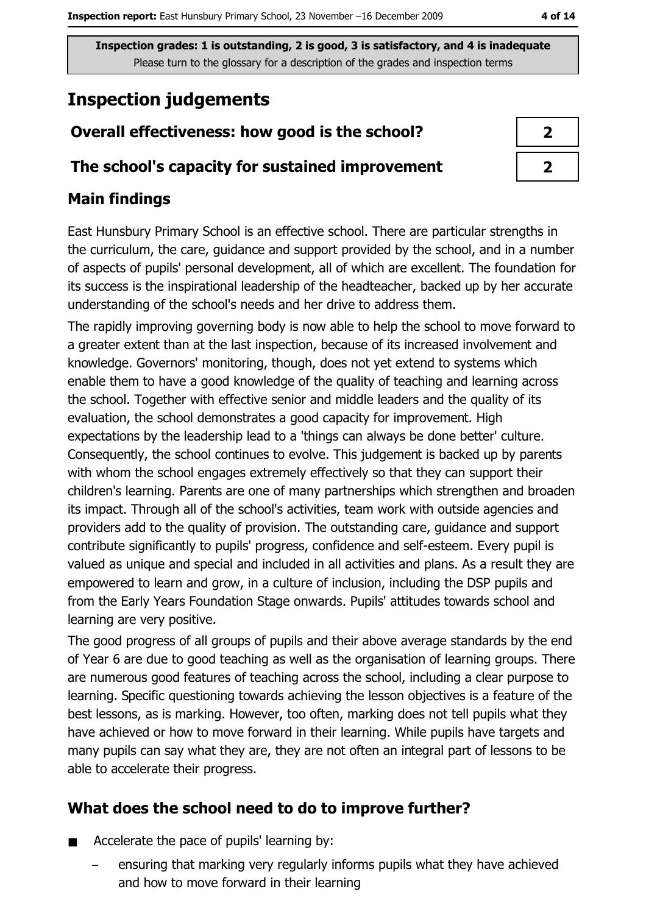Inspection grades: 1 is outstanding, 2 is good, 3 is satisfactory, and 4 is inadequate
Please turn to the glossary for a description of the grades and inspection terms

# Inspection judgements

| | |
|---|---|
| **Overall effectiveness: how good is the school?** | **2** |
| **The school's capacity for sustained improvement** | **2** |

## Main findings

East Hunsbury Primary School is an effective school. There are particular strengths in the curriculum, the care, guidance and support provided by the school, and in a number of aspects of pupils' personal development, all of which are excellent. The foundation for its success is the inspirational leadership of the headteacher, backed up by her accurate understanding of the school's needs and her drive to address them.

The rapidly improving governing body is now able to help the school to move forward to a greater extent than at the last inspection, because of its increased involvement and knowledge. Governors' monitoring, though, does not yet extend to systems which enable them to have a good knowledge of the quality of teaching and learning across the school. Together with effective senior and middle leaders and the quality of its evaluation, the school demonstrates a good capacity for improvement. High expectations by the leadership lead to a 'things can always be done better' culture. Consequently, the school continues to evolve. This judgement is backed up by parents with whom the school engages extremely effectively so that they can support their children's learning. Parents are one of many partnerships which strengthen and broaden its impact. Through all of the school's activities, team work with outside agencies and providers add to the quality of provision. The outstanding care, guidance and support contribute significantly to pupils' progress, confidence and self-esteem. Every pupil is valued as unique and special and included in all activities and plans. As a result they are empowered to learn and grow, in a culture of inclusion, including the DSP pupils and from the Early Years Foundation Stage onwards. Pupils' attitudes towards school and learning are very positive.

The good progress of all groups of pupils and their above average standards by the end of Year 6 are due to good teaching as well as the organisation of learning groups. There are numerous good features of teaching across the school, including a clear purpose to learning. Specific questioning towards achieving the lesson objectives is a feature of the best lessons, as is marking. However, too often, marking does not tell pupils what they have achieved or how to move forward in their learning. While pupils have targets and many pupils can say what they are, they are not often an integral part of lessons to be able to accelerate their progress.

## What does the school need to do to improve further?

- Accelerate the pace of pupils' learning by:
  - ensuring that marking very regularly informs pupils what they have achieved and how to move forward in their learning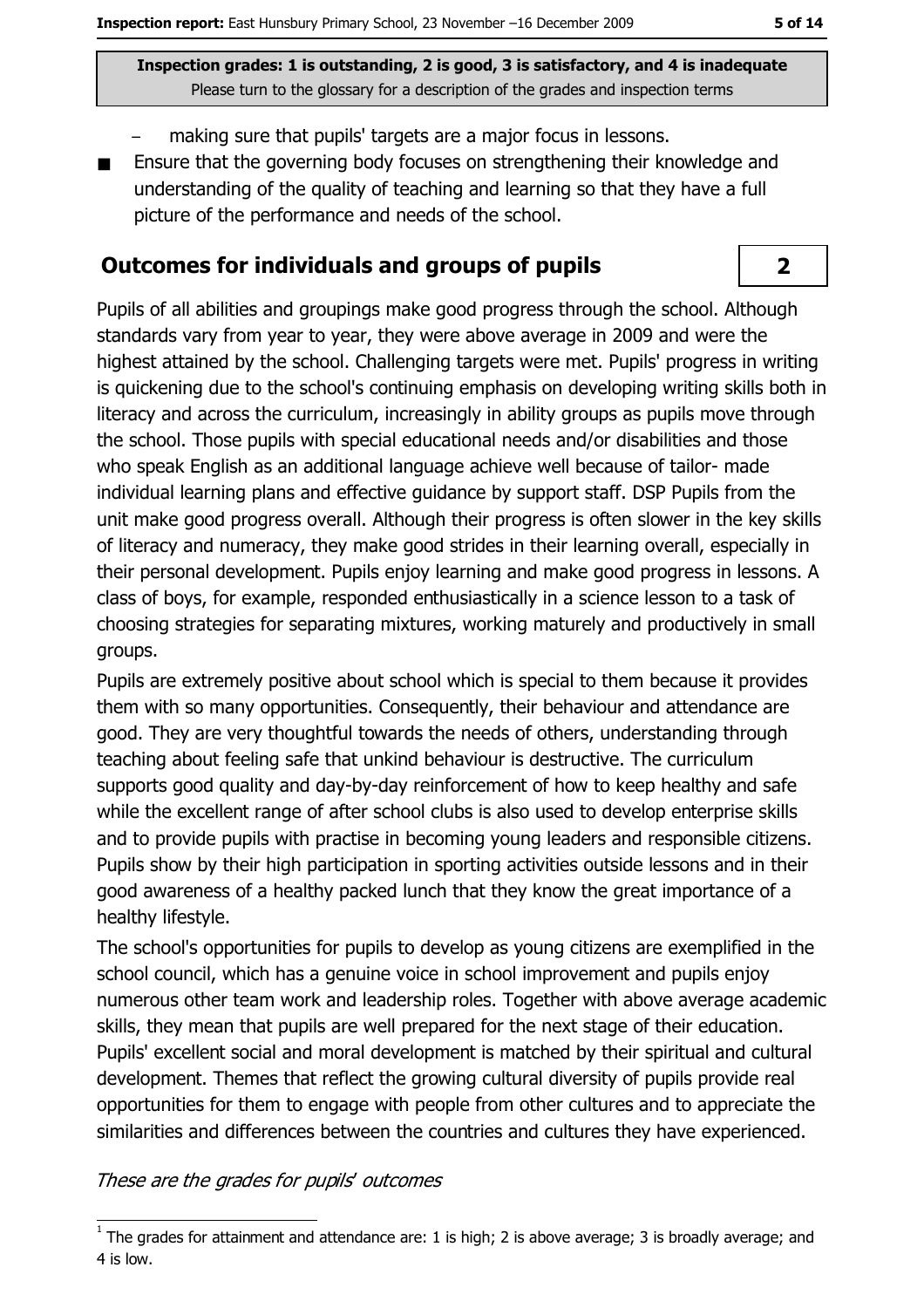- making sure that pupils' targets are a major focus in lessons.
- Ensure that the governing body focuses on strengthening their knowledge and understanding of the quality of teaching and learning so that they have a full picture of the performance and needs of the school.

## Outcomes for individuals and groups of pupils

**2**

Pupils of all abilities and groupings make good progress through the school. Although standards vary from year to year, they were above average in 2009 and were the highest attained by the school. Challenging targets were met. Pupils' progress in writing is quickening due to the school's continuing emphasis on developing writing skills both in literacy and across the curriculum, increasingly in ability groups as pupils move through the school. Those pupils with special educational needs and/or disabilities and those who speak English as an additional language achieve well because of tailor- made individual learning plans and effective guidance by support staff. DSP Pupils from the unit make good progress overall. Although their progress is often slower in the key skills of literacy and numeracy, they make good strides in their learning overall, especially in their personal development. Pupils enjoy learning and make good progress in lessons. A class of boys, for example, responded enthusiastically in a science lesson to a task of choosing strategies for separating mixtures, working maturely and productively in small groups.

Pupils are extremely positive about school which is special to them because it provides them with so many opportunities. Consequently, their behaviour and attendance are good. They are very thoughtful towards the needs of others, understanding through teaching about feeling safe that unkind behaviour is destructive. The curriculum supports good quality and day-by-day reinforcement of how to keep healthy and safe while the excellent range of after school clubs is also used to develop enterprise skills and to provide pupils with practise in becoming young leaders and responsible citizens. Pupils show by their high participation in sporting activities outside lessons and in their good awareness of a healthy packed lunch that they know the great importance of a healthy lifestyle.

The school's opportunities for pupils to develop as young citizens are exemplified in the school council, which has a genuine voice in school improvement and pupils enjoy numerous other team work and leadership roles. Together with above average academic skills, they mean that pupils are well prepared for the next stage of their education. Pupils' excellent social and moral development is matched by their spiritual and cultural development. Themes that reflect the growing cultural diversity of pupils provide real opportunities for them to engage with people from other cultures and to appreciate the similarities and differences between the countries and cultures they have experienced.

*These are the grades for pupils' outcomes*

[1] The grades for attainment and attendance are: 1 is high; 2 is above average; 3 is broadly average; and 4 is low.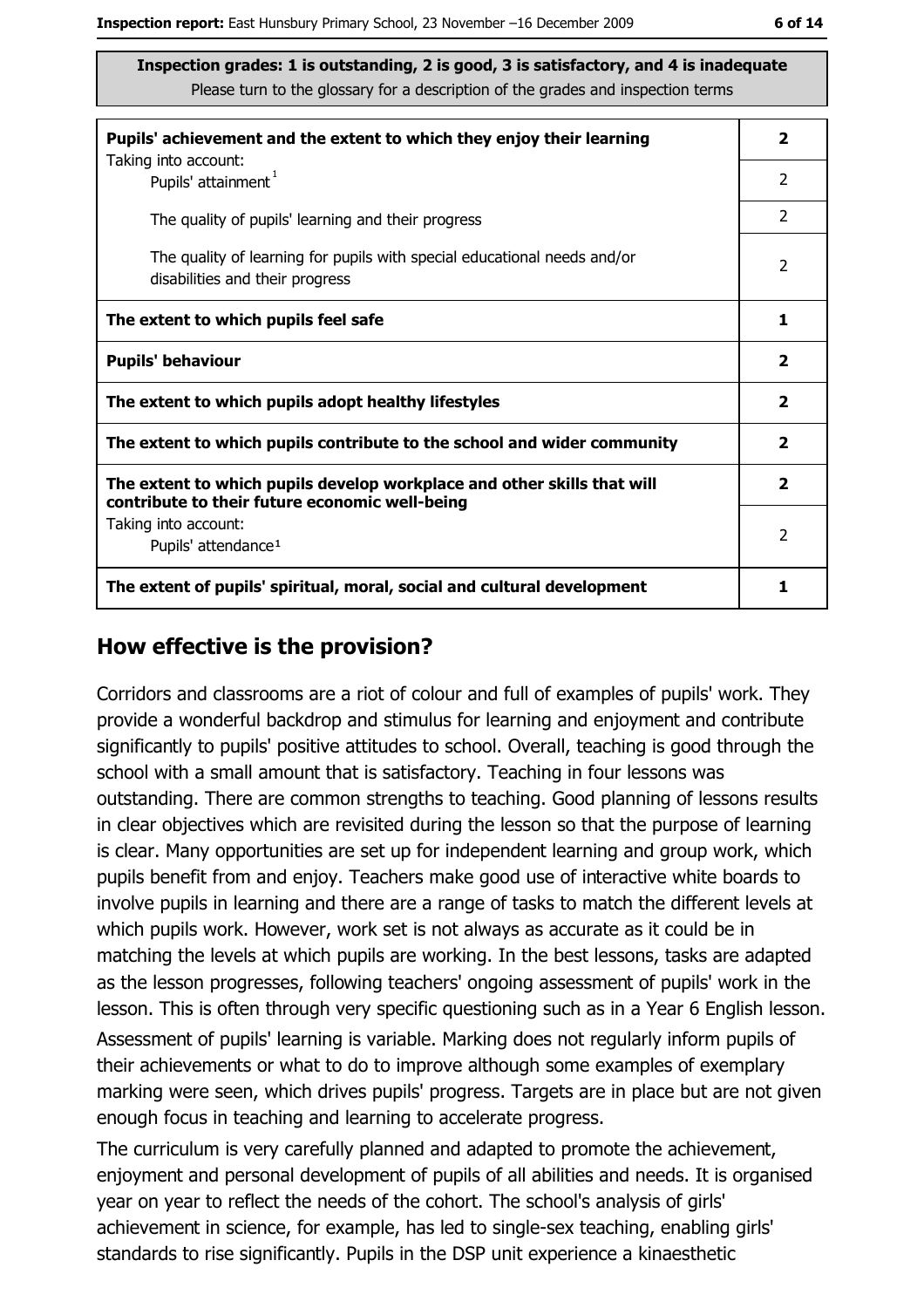**Inspection grades: 1 is outstanding, 2 is good, 3 is satisfactory, and 4 is inadequate**
Please turn to the glossary for a description of the grades and inspection terms

| | |
|---|---|
| **Pupils' achievement and the extent to which they enjoy their learning** | **2** |
| Taking into account: Pupils' attainment[1] | 2 |
| The quality of pupils' learning and their progress | 2 |
| The quality of learning for pupils with special educational needs and/or disabilities and their progress | 2 |
| **The extent to which pupils feel safe** | **1** |
| **Pupils' behaviour** | **2** |
| **The extent to which pupils adopt healthy lifestyles** | **2** |
| **The extent to which pupils contribute to the school and wider community** | **2** |
| **The extent to which pupils develop workplace and other skills that will contribute to their future economic well-being** | **2** |
| Taking into account: Pupils' attendance[1] | 2 |
| **The extent of pupils' spiritual, moral, social and cultural development** | **1** |

## How effective is the provision?

Corridors and classrooms are a riot of colour and full of examples of pupils' work. They provide a wonderful backdrop and stimulus for learning and enjoyment and contribute significantly to pupils' positive attitudes to school. Overall, teaching is good through the school with a small amount that is satisfactory. Teaching in four lessons was outstanding. There are common strengths to teaching. Good planning of lessons results in clear objectives which are revisited during the lesson so that the purpose of learning is clear. Many opportunities are set up for independent learning and group work, which pupils benefit from and enjoy. Teachers make good use of interactive white boards to involve pupils in learning and there are a range of tasks to match the different levels at which pupils work. However, work set is not always as accurate as it could be in matching the levels at which pupils are working. In the best lessons, tasks are adapted as the lesson progresses, following teachers' ongoing assessment of pupils' work in the lesson. This is often through very specific questioning such as in a Year 6 English lesson.

Assessment of pupils' learning is variable. Marking does not regularly inform pupils of their achievements or what to do to improve although some examples of exemplary marking were seen, which drives pupils' progress. Targets are in place but are not given enough focus in teaching and learning to accelerate progress.

The curriculum is very carefully planned and adapted to promote the achievement, enjoyment and personal development of pupils of all abilities and needs. It is organised year on year to reflect the needs of the cohort. The school's analysis of girls' achievement in science, for example, has led to single-sex teaching, enabling girls' standards to rise significantly. Pupils in the DSP unit experience a kinaesthetic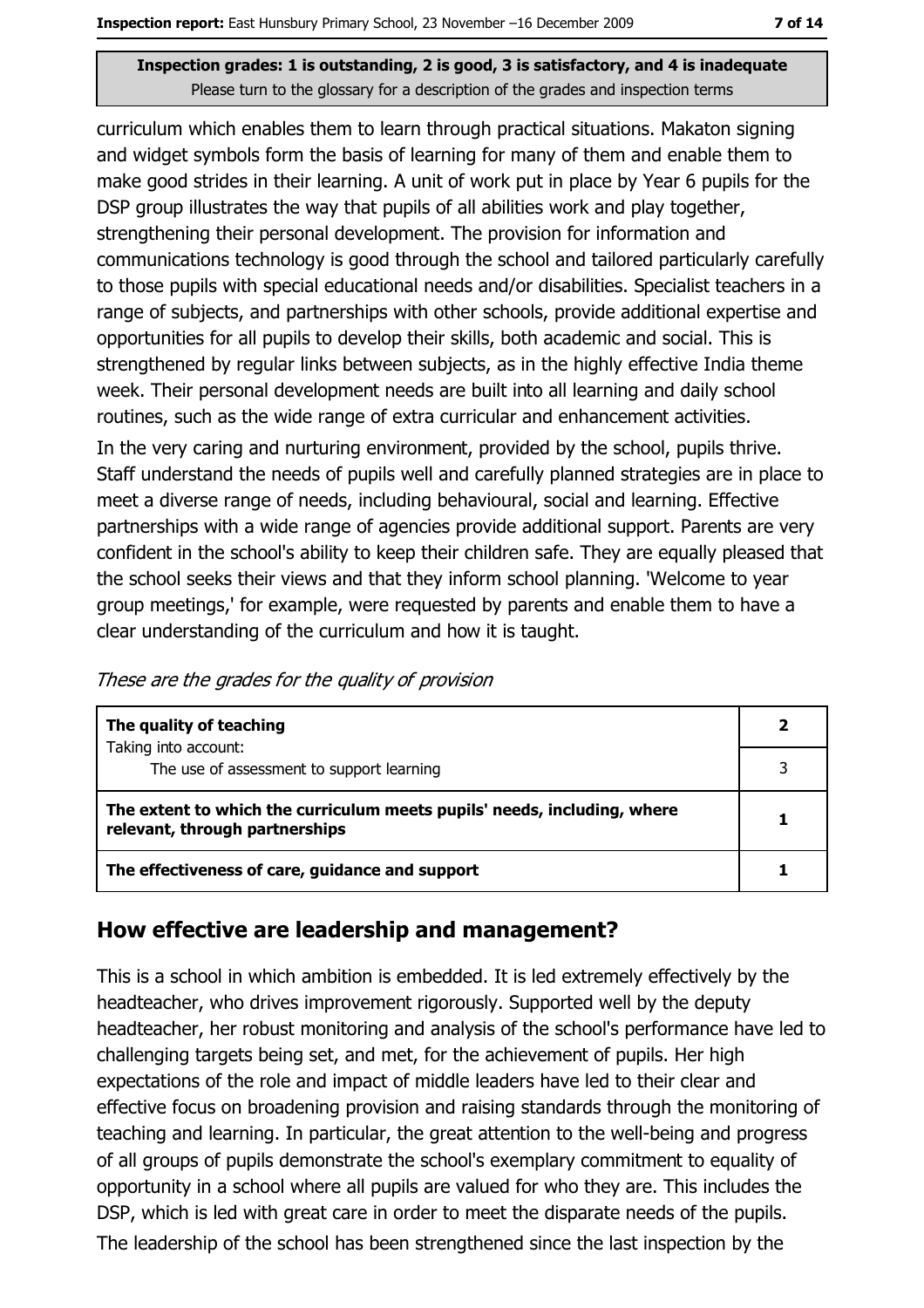**Inspection grades: 1 is outstanding, 2 is good, 3 is satisfactory, and 4 is inadequate**
Please turn to the glossary for a description of the grades and inspection terms

curriculum which enables them to learn through practical situations. Makaton signing and widget symbols form the basis of learning for many of them and enable them to make good strides in their learning. A unit of work put in place by Year 6 pupils for the DSP group illustrates the way that pupils of all abilities work and play together, strengthening their personal development. The provision for information and communications technology is good through the school and tailored particularly carefully to those pupils with special educational needs and/or disabilities. Specialist teachers in a range of subjects, and partnerships with other schools, provide additional expertise and opportunities for all pupils to develop their skills, both academic and social. This is strengthened by regular links between subjects, as in the highly effective India theme week. Their personal development needs are built into all learning and daily school routines, such as the wide range of extra curricular and enhancement activities.

In the very caring and nurturing environment, provided by the school, pupils thrive. Staff understand the needs of pupils well and carefully planned strategies are in place to meet a diverse range of needs, including behavioural, social and learning. Effective partnerships with a wide range of agencies provide additional support. Parents are very confident in the school's ability to keep their children safe. They are equally pleased that the school seeks their views and that they inform school planning. 'Welcome to year group meetings,' for example, were requested by parents and enable them to have a clear understanding of the curriculum and how it is taught.

*These are the grades for the quality of provision*

| | |
|---|---|
| **The quality of teaching** Taking into account: | **2** |
| The use of assessment to support learning | 3 |
| **The extent to which the curriculum meets pupils' needs, including, where relevant, through partnerships** | **1** |
| **The effectiveness of care, guidance and support** | **1** |

## How effective are leadership and management?

This is a school in which ambition is embedded. It is led extremely effectively by the headteacher, who drives improvement rigorously. Supported well by the deputy headteacher, her robust monitoring and analysis of the school's performance have led to challenging targets being set, and met, for the achievement of pupils. Her high expectations of the role and impact of middle leaders have led to their clear and effective focus on broadening provision and raising standards through the monitoring of teaching and learning. In particular, the great attention to the well-being and progress of all groups of pupils demonstrate the school's exemplary commitment to equality of opportunity in a school where all pupils are valued for who they are. This includes the DSP, which is led with great care in order to meet the disparate needs of the pupils. The leadership of the school has been strengthened since the last inspection by the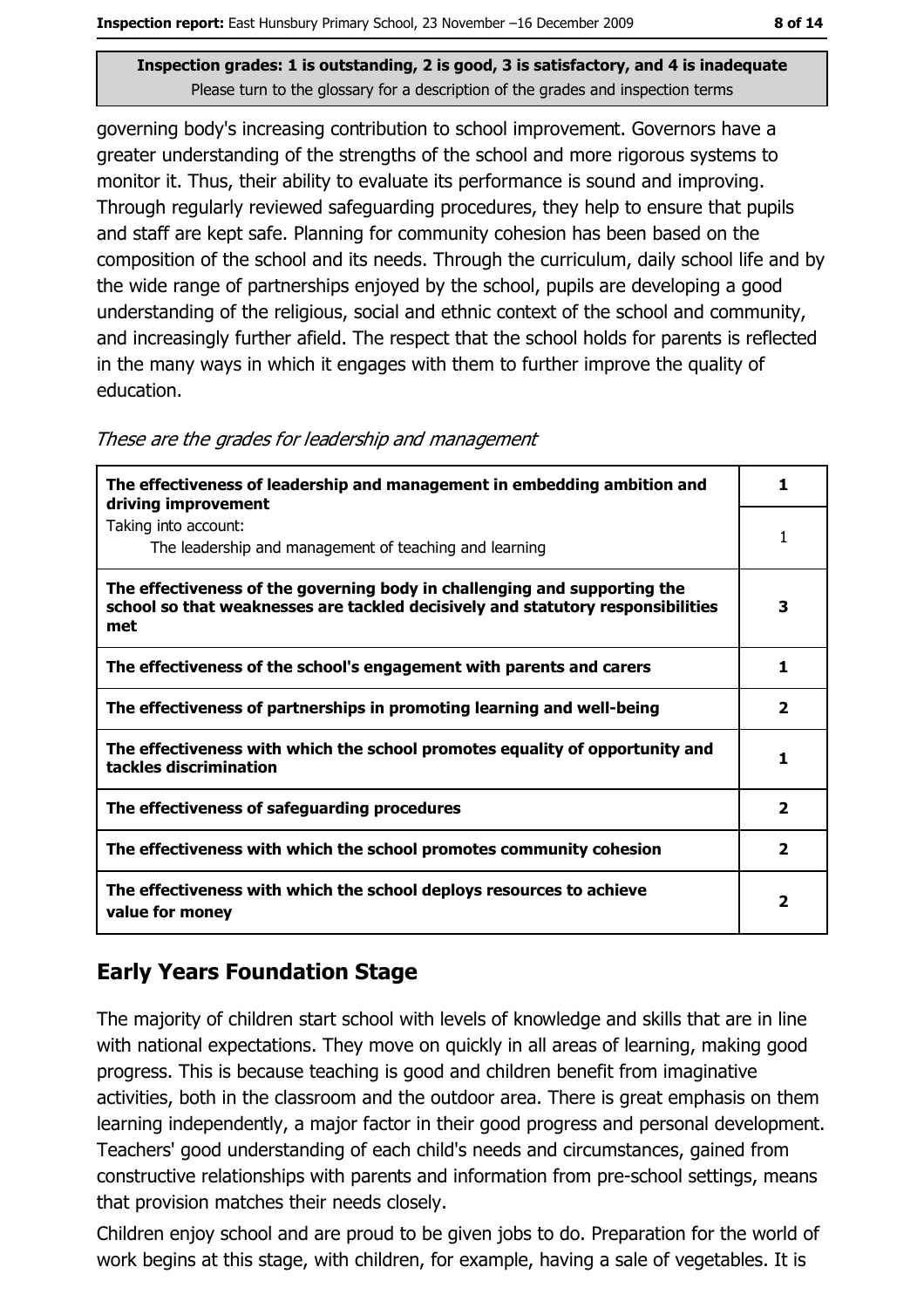Inspection grades: 1 is outstanding, 2 is good, 3 is satisfactory, and 4 is inadequate
Please turn to the glossary for a description of the grades and inspection terms

governing body's increasing contribution to school improvement. Governors have a greater understanding of the strengths of the school and more rigorous systems to monitor it. Thus, their ability to evaluate its performance is sound and improving. Through regularly reviewed safeguarding procedures, they help to ensure that pupils and staff are kept safe. Planning for community cohesion has been based on the composition of the school and its needs. Through the curriculum, daily school life and by the wide range of partnerships enjoyed by the school, pupils are developing a good understanding of the religious, social and ethnic context of the school and community, and increasingly further afield. The respect that the school holds for parents is reflected in the many ways in which it engages with them to further improve the quality of education.

*These are the grades for leadership and management*

| | |
|---|---|
| **The effectiveness of leadership and management in embedding ambition and driving improvement** | **1** |
| Taking into account: The leadership and management of teaching and learning | 1 |
| **The effectiveness of the governing body in challenging and supporting the school so that weaknesses are tackled decisively and statutory responsibilities met** | **3** |
| **The effectiveness of the school's engagement with parents and carers** | **1** |
| **The effectiveness of partnerships in promoting learning and well-being** | **2** |
| **The effectiveness with which the school promotes equality of opportunity and tackles discrimination** | **1** |
| **The effectiveness of safeguarding procedures** | **2** |
| **The effectiveness with which the school promotes community cohesion** | **2** |
| **The effectiveness with which the school deploys resources to achieve value for money** | **2** |

## Early Years Foundation Stage

The majority of children start school with levels of knowledge and skills that are in line with national expectations. They move on quickly in all areas of learning, making good progress. This is because teaching is good and children benefit from imaginative activities, both in the classroom and the outdoor area. There is great emphasis on them learning independently, a major factor in their good progress and personal development. Teachers' good understanding of each child's needs and circumstances, gained from constructive relationships with parents and information from pre-school settings, means that provision matches their needs closely.

Children enjoy school and are proud to be given jobs to do. Preparation for the world of work begins at this stage, with children, for example, having a sale of vegetables. It is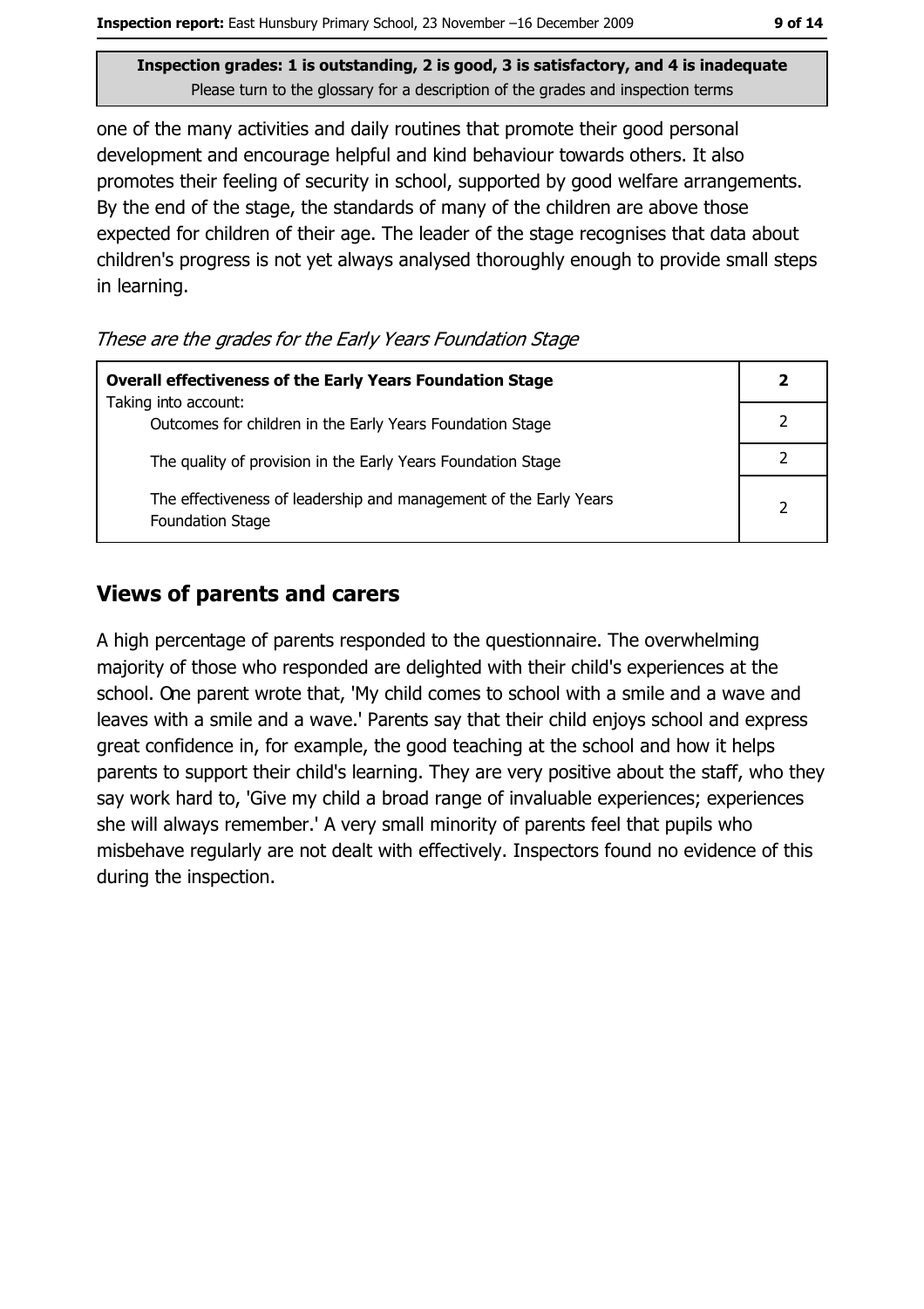one of the many activities and daily routines that promote their good personal development and encourage helpful and kind behaviour towards others. It also promotes their feeling of security in school, supported by good welfare arrangements. By the end of the stage, the standards of many of the children are above those expected for children of their age. The leader of the stage recognises that data about children's progress is not yet always analysed thoroughly enough to provide small steps in learning.

*These are the grades for the Early Years Foundation Stage*

| **Overall effectiveness of the Early Years Foundation Stage** <br> Taking into account: | **2** |
|---|---|
| Outcomes for children in the Early Years Foundation Stage | 2 |
| The quality of provision in the Early Years Foundation Stage | 2 |
| The effectiveness of leadership and management of the Early Years Foundation Stage | 2 |

## Views of parents and carers

A high percentage of parents responded to the questionnaire. The overwhelming majority of those who responded are delighted with their child's experiences at the school. One parent wrote that, 'My child comes to school with a smile and a wave and leaves with a smile and a wave.' Parents say that their child enjoys school and express great confidence in, for example, the good teaching at the school and how it helps parents to support their child's learning. They are very positive about the staff, who they say work hard to, 'Give my child a broad range of invaluable experiences; experiences she will always remember.' A very small minority of parents feel that pupils who misbehave regularly are not dealt with effectively. Inspectors found no evidence of this during the inspection.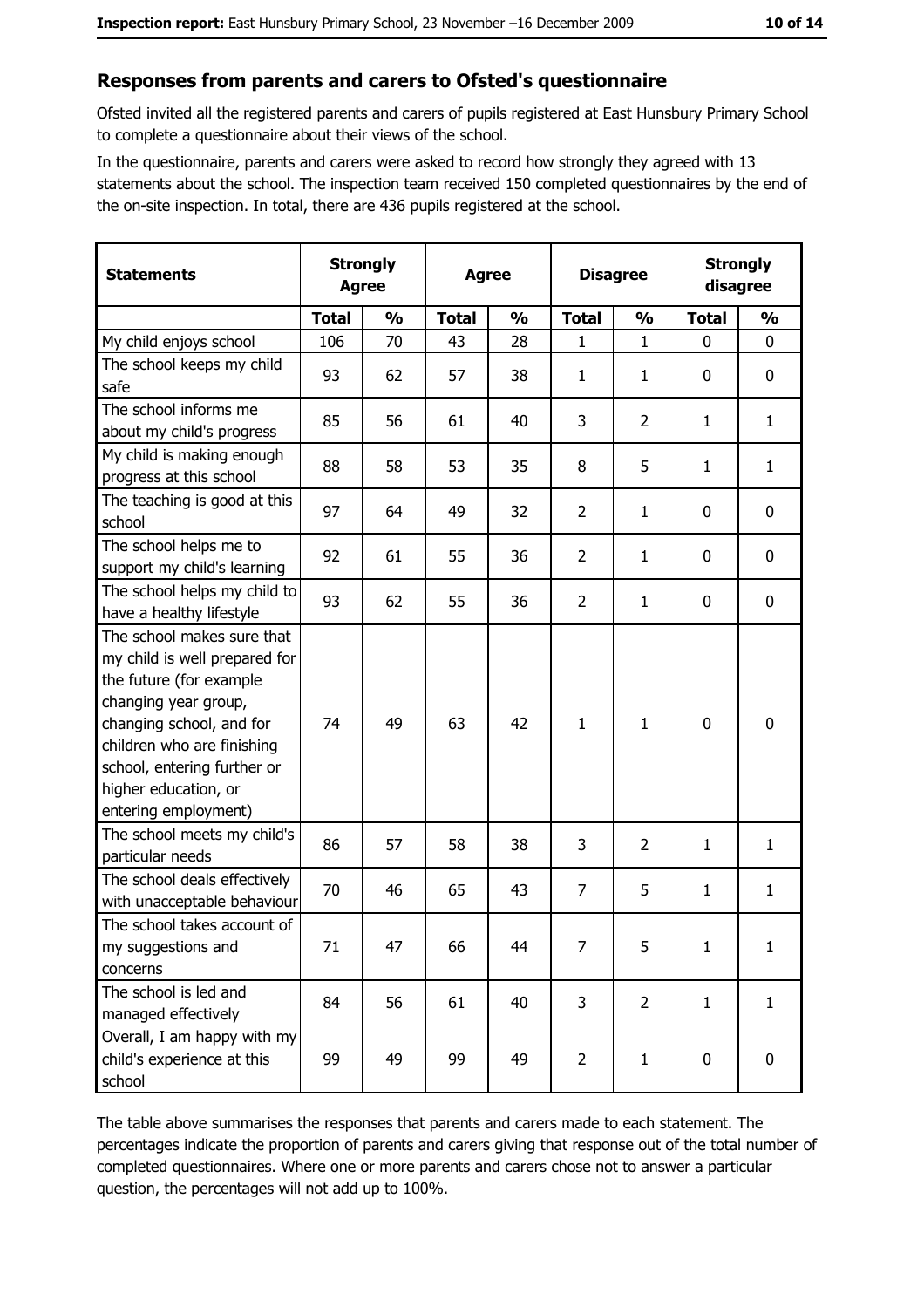## Responses from parents and carers to Ofsted's questionnaire

Ofsted invited all the registered parents and carers of pupils registered at East Hunsbury Primary School to complete a questionnaire about their views of the school.

In the questionnaire, parents and carers were asked to record how strongly they agreed with 13 statements about the school. The inspection team received 150 completed questionnaires by the end of the on-site inspection. In total, there are 436 pupils registered at the school.

| Statements | Strongly Agree | | Agree | | Disagree | | Strongly disagree | |
|---|---|---|---|---|---|---|---|---|
| | Total | % | Total | % | Total | % | Total | % |
| My child enjoys school | 106 | 70 | 43 | 28 | 1 | 1 | 0 | 0 |
| The school keeps my child safe | 93 | 62 | 57 | 38 | 1 | 1 | 0 | 0 |
| The school informs me about my child's progress | 85 | 56 | 61 | 40 | 3 | 2 | 1 | 1 |
| My child is making enough progress at this school | 88 | 58 | 53 | 35 | 8 | 5 | 1 | 1 |
| The teaching is good at this school | 97 | 64 | 49 | 32 | 2 | 1 | 0 | 0 |
| The school helps me to support my child's learning | 92 | 61 | 55 | 36 | 2 | 1 | 0 | 0 |
| The school helps my child to have a healthy lifestyle | 93 | 62 | 55 | 36 | 2 | 1 | 0 | 0 |
| The school makes sure that my child is well prepared for the future (for example changing year group, changing school, and for children who are finishing school, entering further or higher education, or entering employment) | 74 | 49 | 63 | 42 | 1 | 1 | 0 | 0 |
| The school meets my child's particular needs | 86 | 57 | 58 | 38 | 3 | 2 | 1 | 1 |
| The school deals effectively with unacceptable behaviour | 70 | 46 | 65 | 43 | 7 | 5 | 1 | 1 |
| The school takes account of my suggestions and concerns | 71 | 47 | 66 | 44 | 7 | 5 | 1 | 1 |
| The school is led and managed effectively | 84 | 56 | 61 | 40 | 3 | 2 | 1 | 1 |
| Overall, I am happy with my child's experience at this school | 99 | 49 | 99 | 49 | 2 | 1 | 0 | 0 |

The table above summarises the responses that parents and carers made to each statement. The percentages indicate the proportion of parents and carers giving that response out of the total number of completed questionnaires. Where one or more parents and carers chose not to answer a particular question, the percentages will not add up to 100%.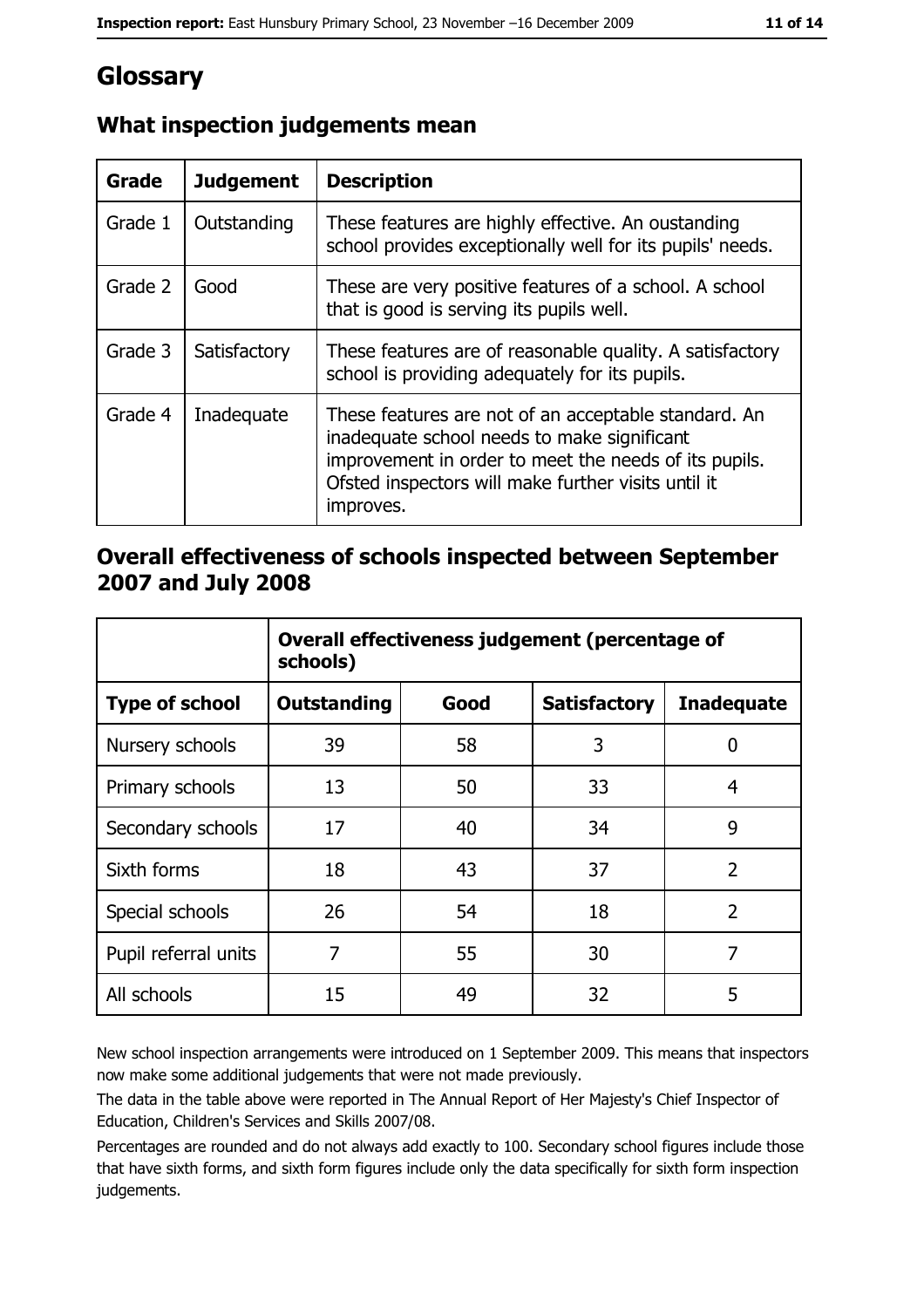# Glossary

## What inspection judgements mean

| Grade | Judgement | Description |
|---|---|---|
| Grade 1 | Outstanding | These features are highly effective. An oustanding school provides exceptionally well for its pupils' needs. |
| Grade 2 | Good | These are very positive features of a school. A school that is good is serving its pupils well. |
| Grade 3 | Satisfactory | These features are of reasonable quality. A satisfactory school is providing adequately for its pupils. |
| Grade 4 | Inadequate | These features are not of an acceptable standard. An inadequate school needs to make significant improvement in order to meet the needs of its pupils. Ofsted inspectors will make further visits until it improves. |

## Overall effectiveness of schools inspected between September 2007 and July 2008

| | **Overall effectiveness judgement (percentage of schools)** | | | |
|---|---|---|---|---|
| **Type of school** | **Outstanding** | **Good** | **Satisfactory** | **Inadequate** |
| Nursery schools | 39 | 58 | 3 | 0 |
| Primary schools | 13 | 50 | 33 | 4 |
| Secondary schools | 17 | 40 | 34 | 9 |
| Sixth forms | 18 | 43 | 37 | 2 |
| Special schools | 26 | 54 | 18 | 2 |
| Pupil referral units | 7 | 55 | 30 | 7 |
| All schools | 15 | 49 | 32 | 5 |

New school inspection arrangements were introduced on 1 September 2009. This means that inspectors now make some additional judgements that were not made previously.

The data in the table above were reported in The Annual Report of Her Majesty's Chief Inspector of Education, Children's Services and Skills 2007/08.

Percentages are rounded and do not always add exactly to 100. Secondary school figures include those that have sixth forms, and sixth form figures include only the data specifically for sixth form inspection judgements.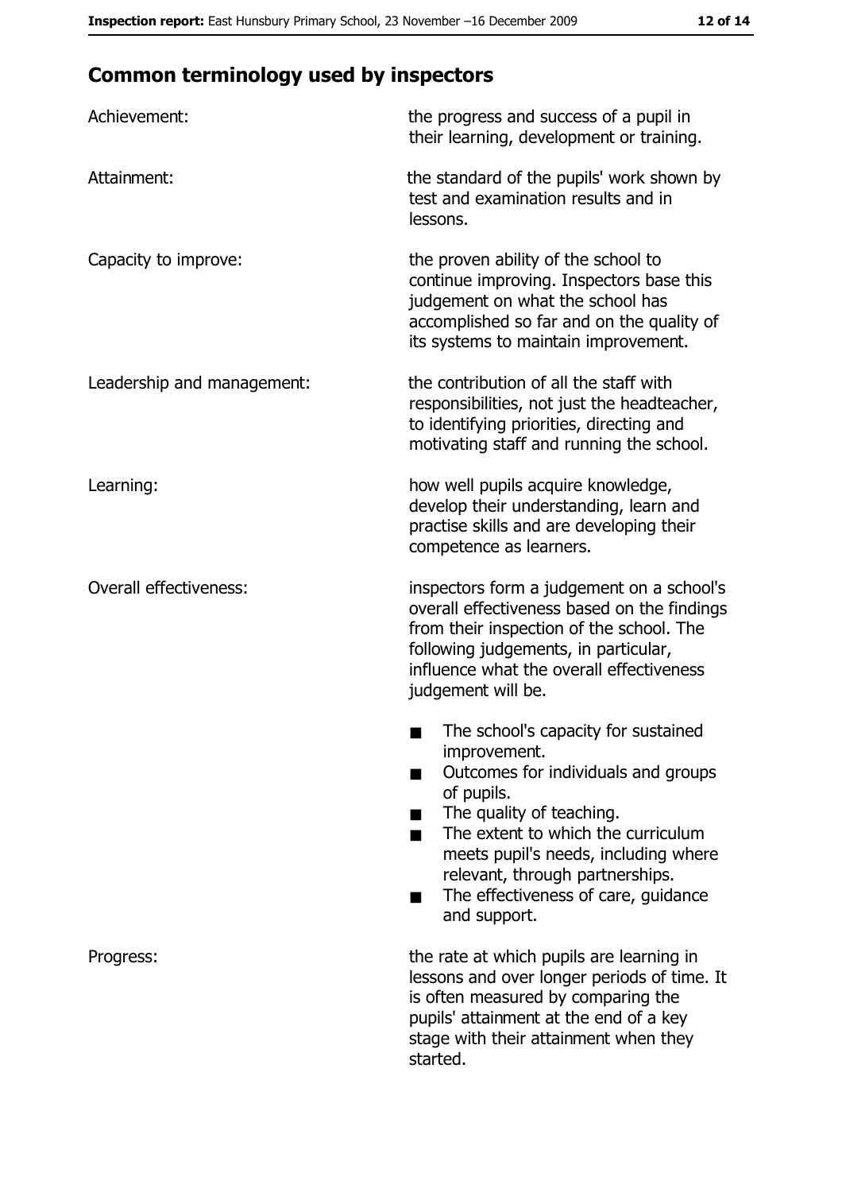## Common terminology used by inspectors

| | |
|---|---|
| Achievement: | the progress and success of a pupil in their learning, development or training. |
| Attainment: | the standard of the pupils' work shown by test and examination results and in lessons. |
| Capacity to improve: | the proven ability of the school to continue improving. Inspectors base this judgement on what the school has accomplished so far and on the quality of its systems to maintain improvement. |
| Leadership and management: | the contribution of all the staff with responsibilities, not just the headteacher, to identifying priorities, directing and motivating staff and running the school. |
| Learning: | how well pupils acquire knowledge, develop their understanding, learn and practise skills and are developing their competence as learners. |
| Overall effectiveness: | inspectors form a judgement on a school's overall effectiveness based on the findings from their inspection of the school. The following judgements, in particular, influence what the overall effectiveness judgement will be.<br>■ The school's capacity for sustained improvement.<br>■ Outcomes for individuals and groups of pupils.<br>■ The quality of teaching.<br>■ The extent to which the curriculum meets pupil's needs, including where relevant, through partnerships.<br>■ The effectiveness of care, guidance and support. |
| Progress: | the rate at which pupils are learning in lessons and over longer periods of time. It is often measured by comparing the pupils' attainment at the end of a key stage with their attainment when they started. |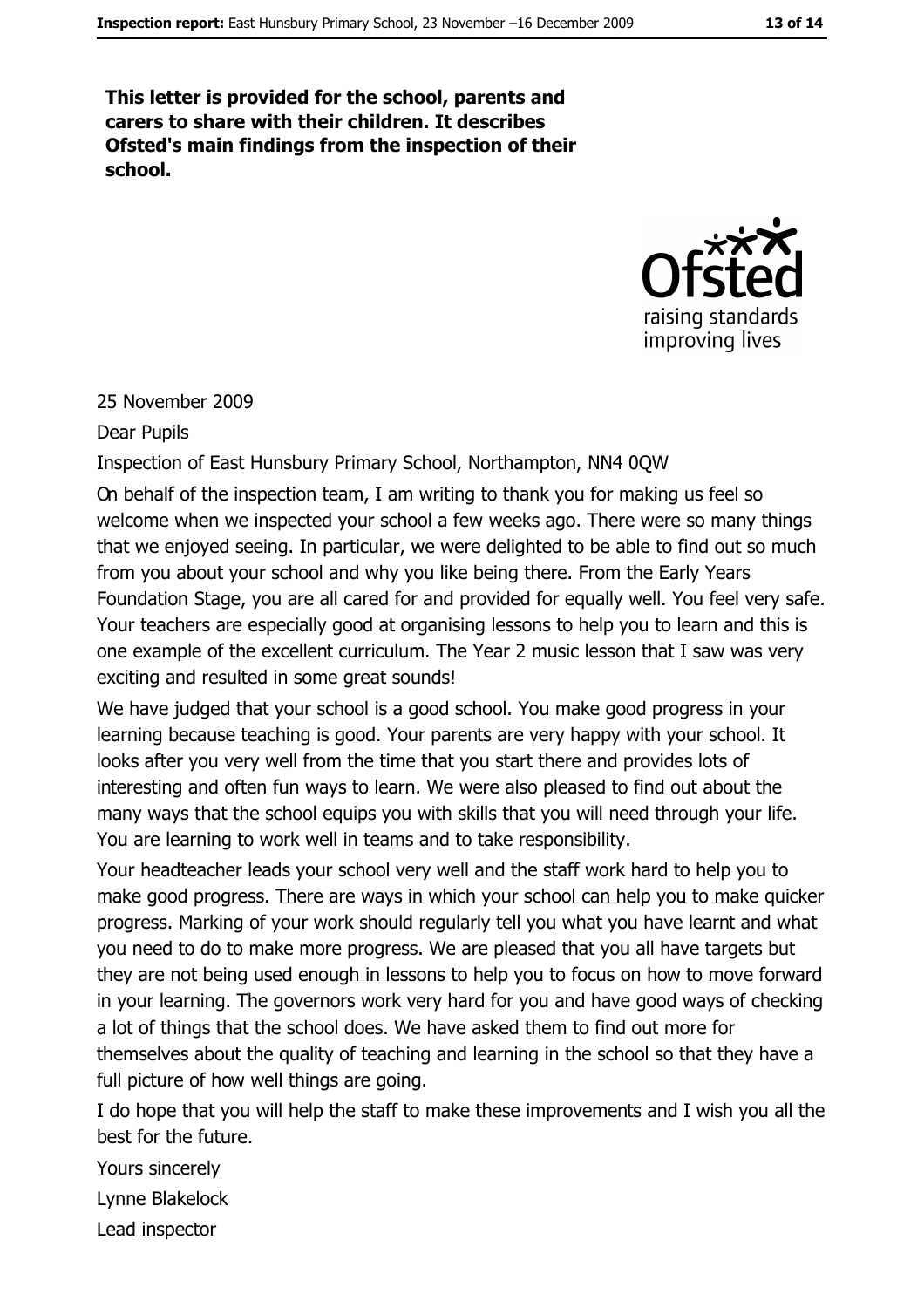**This letter is provided for the school, parents and carers to share with their children. It describes Ofsted's main findings from the inspection of their school.**

25 November 2009

Dear Pupils

Inspection of East Hunsbury Primary School, Northampton, NN4 0QW

On behalf of the inspection team, I am writing to thank you for making us feel so welcome when we inspected your school a few weeks ago. There were so many things that we enjoyed seeing. In particular, we were delighted to be able to find out so much from you about your school and why you like being there. From the Early Years Foundation Stage, you are all cared for and provided for equally well. You feel very safe. Your teachers are especially good at organising lessons to help you to learn and this is one example of the excellent curriculum. The Year 2 music lesson that I saw was very exciting and resulted in some great sounds!

We have judged that your school is a good school. You make good progress in your learning because teaching is good. Your parents are very happy with your school. It looks after you very well from the time that you start there and provides lots of interesting and often fun ways to learn. We were also pleased to find out about the many ways that the school equips you with skills that you will need through your life. You are learning to work well in teams and to take responsibility.

Your headteacher leads your school very well and the staff work hard to help you to make good progress. There are ways in which your school can help you to make quicker progress. Marking of your work should regularly tell you what you have learnt and what you need to do to make more progress. We are pleased that you all have targets but they are not being used enough in lessons to help you to focus on how to move forward in your learning. The governors work very hard for you and have good ways of checking a lot of things that the school does. We have asked them to find out more for themselves about the quality of teaching and learning in the school so that they have a full picture of how well things are going.

I do hope that you will help the staff to make these improvements and I wish you all the best for the future.

Yours sincerely

Lynne Blakelock

Lead inspector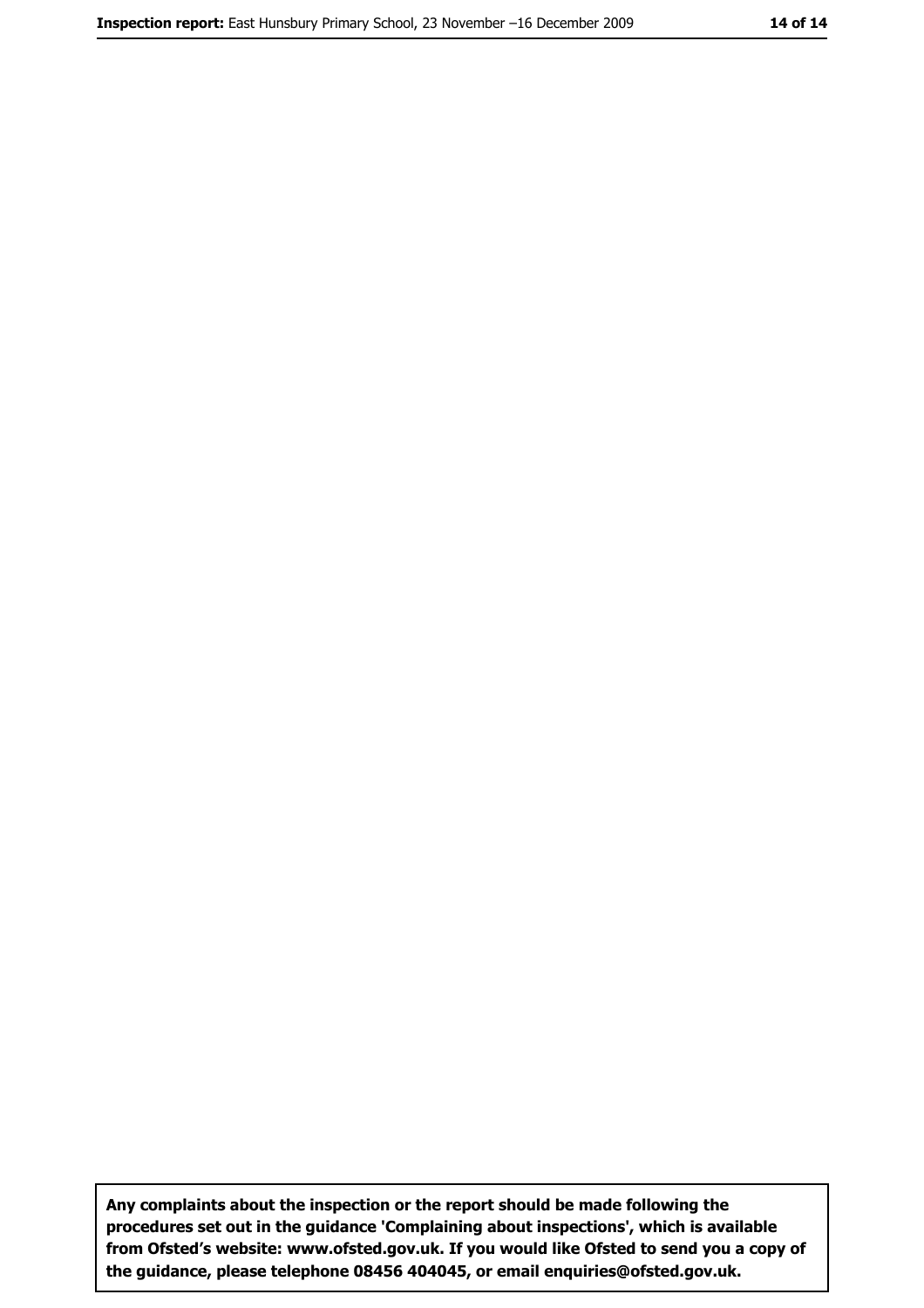**Any complaints about the inspection or the report should be made following the procedures set out in the guidance 'Complaining about inspections', which is available from Ofsted's website: www.ofsted.gov.uk. If you would like Ofsted to send you a copy of the guidance, please telephone 08456 404045, or email enquiries@ofsted.gov.uk.**